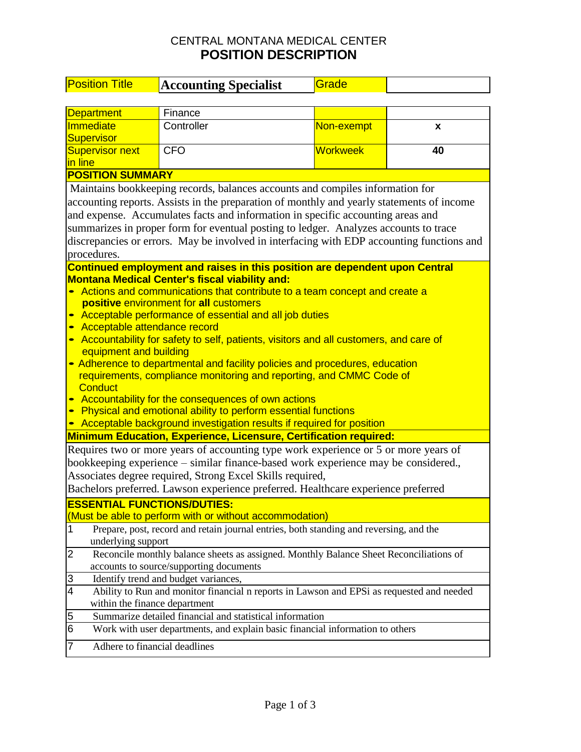# CENTRAL MONTANA MEDICAL CENTER
## POSITION DESCRIPTION

| Position Title | Accounting Specialist | Grade | |
|---|---|---|---|

| Department | Finance | | |
|---|---|---|---|
| Immediate Supervisor | Controller | Non-exempt | x |
| Supervisor next in line | CFO | Workweek | 40 |

**POSITION SUMMARY**

Maintains bookkeeping records, balances accounts and compiles information for accounting reports. Assists in the preparation of monthly and yearly statements of income and expense. Accumulates facts and information in specific accounting areas and summarizes in proper form for eventual posting to ledger. Analyzes accounts to trace discrepancies or errors. May be involved in interfacing with EDP accounting functions and procedures.

**Continued employment and raises in this position are dependent upon Central Montana Medical Center's fiscal viability and:**

- Actions and communications that contribute to a team concept and create a **positive** environment for **all** customers
- Acceptable performance of essential and all job duties
- Acceptable attendance record
- Accountability for safety to self, patients, visitors and all customers, and care of equipment and building
- Adherence to departmental and facility policies and procedures, education requirements, compliance monitoring and reporting, and CMMC Code of Conduct
- Accountability for the consequences of own actions
- Physical and emotional ability to perform essential functions
- Acceptable background investigation results if required for position

**Minimum Education, Experience, Licensure, Certification required:**

Requires two or more years of accounting type work experience or 5 or more years of bookkeeping experience – similar finance-based work experience may be considered., Associates degree required, Strong Excel Skills required,
Bachelors preferred. Lawson experience preferred. Healthcare experience preferred

**ESSENTIAL FUNCTIONS/DUTIES:**
(Must be able to perform with or without accommodation)

| | |
|---|---|
| 1 | Prepare, post, record and retain journal entries, both standing and reversing, and the underlying support |
| 2 | Reconcile monthly balance sheets as assigned. Monthly Balance Sheet Reconciliations of accounts to source/supporting documents |
| 3 | Identify trend and budget variances, |
| 4 | Ability to Run and monitor financial n reports in Lawson and EPSi as requested and needed within the finance department |
| 5 | Summarize detailed financial and statistical information |
| 6 | Work with user departments, and explain basic financial information to others |
| 7 | Adhere to financial deadlines |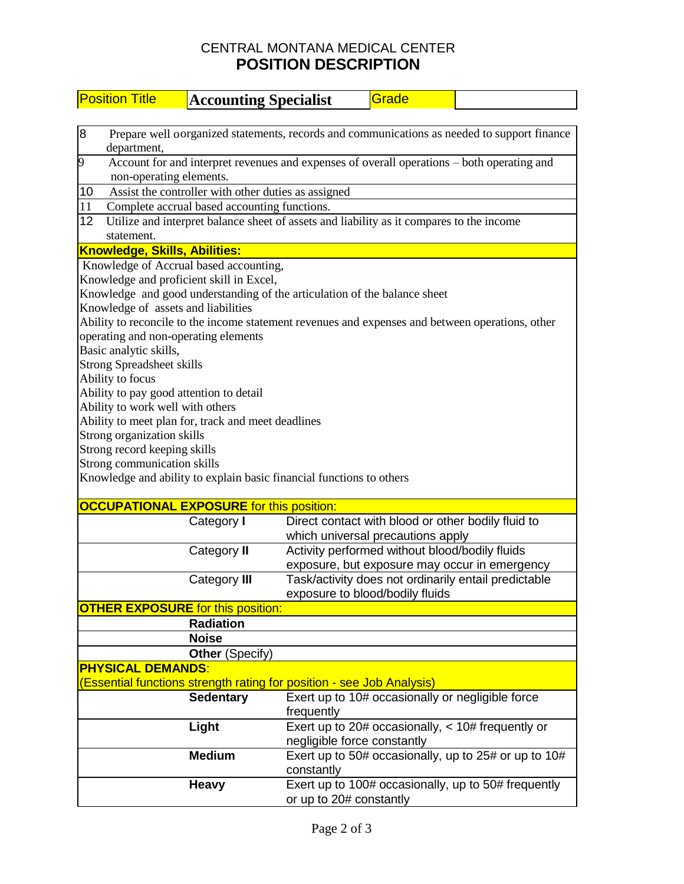CENTRAL MONTANA MEDICAL CENTER

# POSITION DESCRIPTION

| Position Title | Accounting Specialist | Grade | |
|---|---|---|---|

| | |
|---|---|
| 8 | Prepare well oorganized statements, records and communications as needed to support finance department, |
| 9 | Account for and interpret revenues and expenses of overall operations – both operating and non-operating elements. |
| 10 | Assist the controller with other duties as assigned |
| 11 | Complete accrual based accounting functions. |
| 12 | Utilize and interpret balance sheet of assets and liability as it compares to the income statement. |

**Knowledge, Skills, Abilities:**

Knowledge of Accrual based accounting,
Knowledge and proficient skill in Excel,
Knowledge and good understanding of the articulation of the balance sheet
Knowledge of assets and liabilities
Ability to reconcile to the income statement revenues and expenses and between operations, other operating and non-operating elements
Basic analytic skills,
Strong Spreadsheet skills
Ability to focus
Ability to pay good attention to detail
Ability to work well with others
Ability to meet plan for, track and meet deadlines
Strong organization skills
Strong record keeping skills
Strong communication skills
Knowledge and ability to explain basic financial functions to others

**OCCUPATIONAL EXPOSURE** for this position:

| | | |
|---|---|---|
| | Category **I** | Direct contact with blood or other bodily fluid to which universal precautions apply |
| | Category **II** | Activity performed without blood/bodily fluids exposure, but exposure may occur in emergency |
| | Category **III** | Task/activity does not ordinarily entail predictable exposure to blood/bodily fluids |

**OTHER EXPOSURE** for this position:

| | | |
|---|---|---|
| | **Radiation** | |
| | **Noise** | |
| | **Other** (Specify) | |

**PHYSICAL DEMANDS**:
(Essential functions strength rating for position - see Job Analysis)

| | | |
|---|---|---|
| | **Sedentary** | Exert up to 10# occasionally or negligible force frequently |
| | **Light** | Exert up to 20# occasionally, < 10# frequently or negligible force constantly |
| | **Medium** | Exert up to 50# occasionally, up to 25# or up to 10# constantly |
| | **Heavy** | Exert up to 100# occasionally, up to 50# frequently or up to 20# constantly |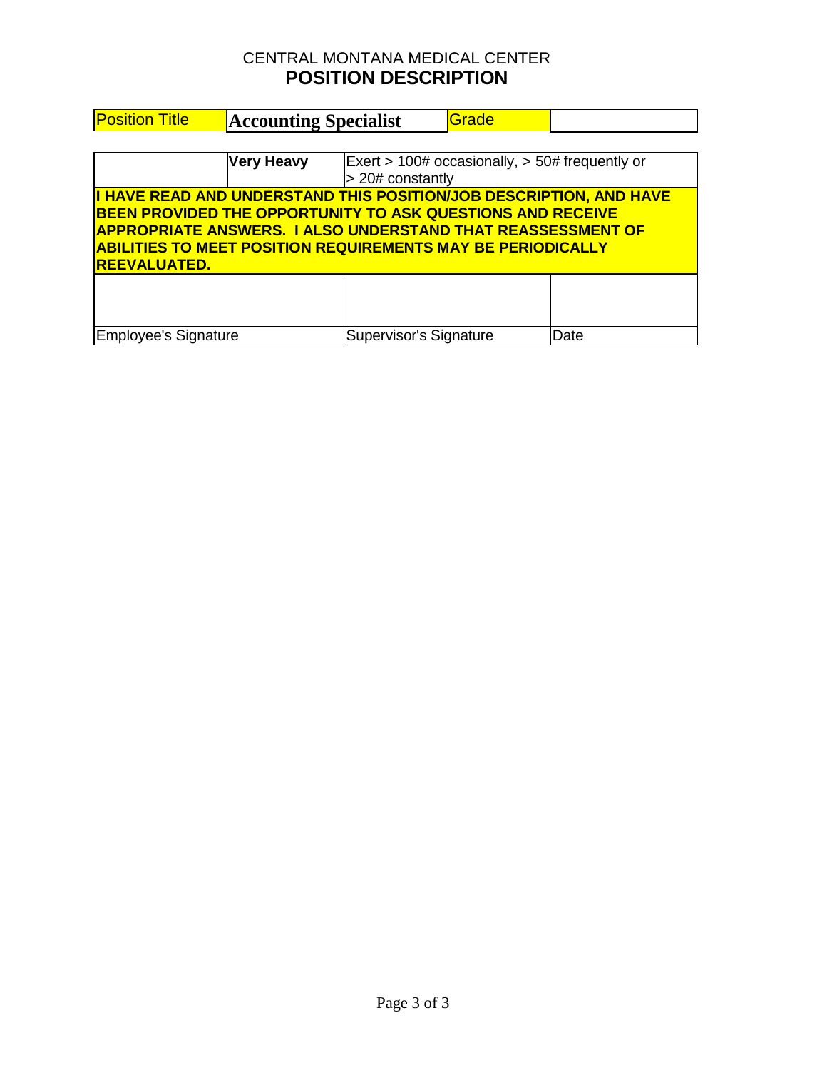CENTRAL MONTANA MEDICAL CENTER

# POSITION DESCRIPTION

| Position Title | Accounting Specialist | Grade | |
|---|---|---|---|

| | | |
|---|---|---|
| | **Very Heavy** | Exert > 100# occasionally, > 50# frequently or > 20# constantly |

**I HAVE READ AND UNDERSTAND THIS POSITION/JOB DESCRIPTION, AND HAVE BEEN PROVIDED THE OPPORTUNITY TO ASK QUESTIONS AND RECEIVE APPROPRIATE ANSWERS. I ALSO UNDERSTAND THAT REASSESSMENT OF ABILITIES TO MEET POSITION REQUIREMENTS MAY BE PERIODICALLY REEVALUATED.**

| | | |
|---|---|---|
| | | |
| Employee's Signature | Supervisor's Signature | Date |